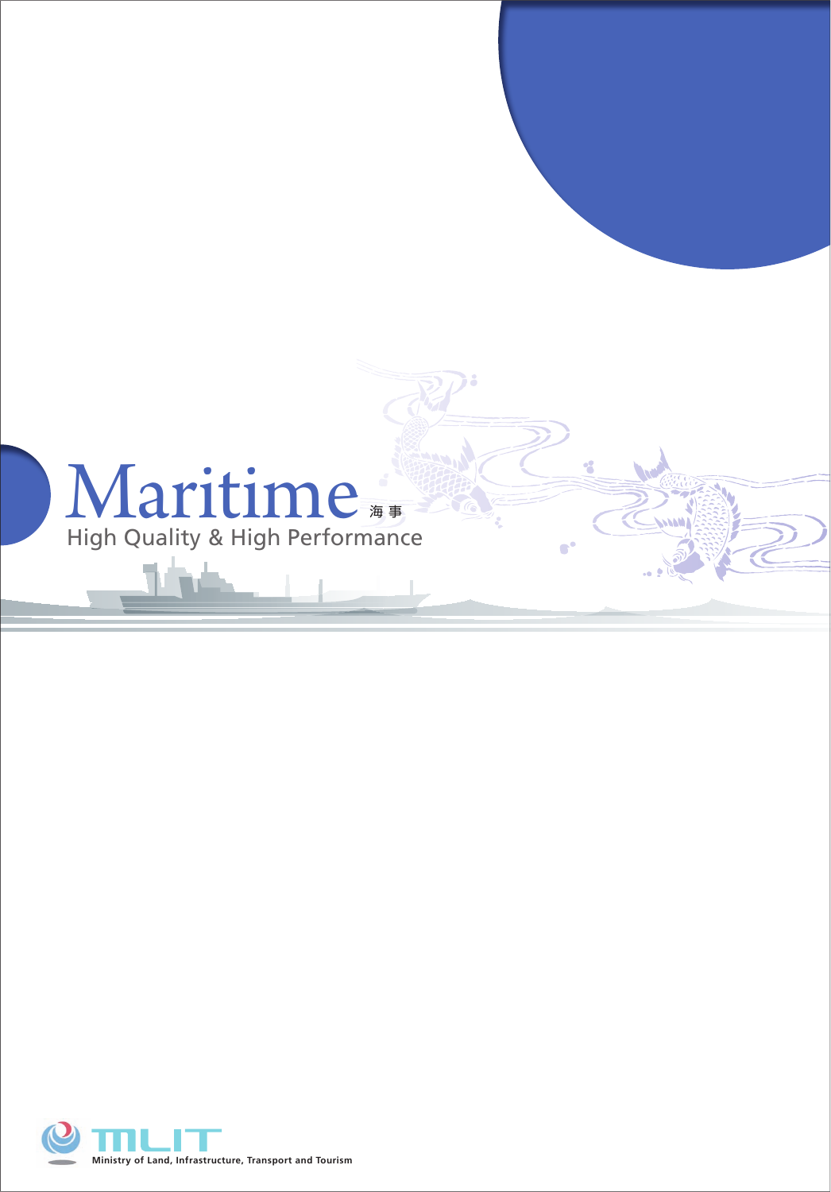# Maritime 海事

High Quality & High Performance

MLIT

Ministry of Land, Infrastructure, Transport and Tourism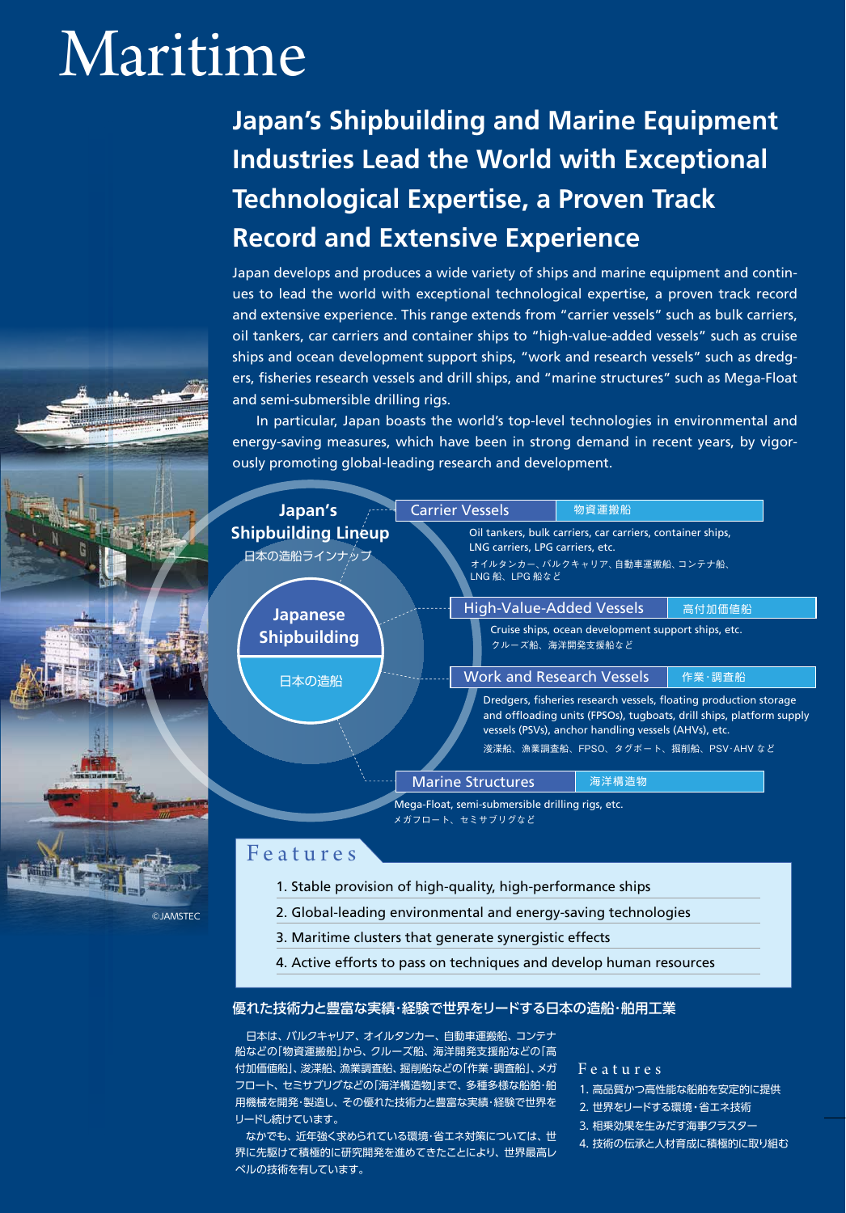# Maritime

## Japan's Shipbuilding and Marine Equipment Industries Lead the World with Exceptional Technological Expertise, a Proven Track Record and Extensive Experience

Japan develops and produces a wide variety of ships and marine equipment and continues to lead the world with exceptional technological expertise, a proven track record and extensive experience. This range extends from "carrier vessels" such as bulk carriers, oil tankers, car carriers and container ships to "high-value-added vessels" such as cruise ships and ocean development support ships, "work and research vessels" such as dredgers, fisheries research vessels and drill ships, and "marine structures" such as Mega-Float and semi-submersible drilling rigs.

In particular, Japan boasts the world's top-level technologies in environmental and energy-saving measures, which have been in strong demand in recent years, by vigorously promoting global-leading research and development.

**Japan's Shipbuilding Lineup**
日本の造船ラインナップ

**Japanese Shipbuilding**
日本の造船

**Carrier Vessels** 物資運搬船
Oil tankers, bulk carriers, car carriers, container ships, LNG carriers, LPG carriers, etc.
オイルタンカー、バルクキャリア、自動車運搬船、コンテナ船、LNG 船、LPG 船など

**High-Value-Added Vessels** 高付加価値船
Cruise ships, ocean development support ships, etc.
クルーズ船、海洋開発支援船など

**Work and Research Vessels** 作業・調査船
Dredgers, fisheries research vessels, floating production storage and offloading units (FPSOs), tugboats, drill ships, platform supply vessels (PSVs), anchor handling vessels (AHVs), etc.
浚渫船、漁業調査船、FPSO、タグボート、掘削船、PSV･AHV など

**Marine Structures** 海洋構造物
Mega-Float, semi-submersible drilling rigs, etc.
メガフロート、セミサブリグなど

©JAMSTEC

### Features

1. Stable provision of high-quality, high-performance ships
2. Global-leading environmental and energy-saving technologies
3. Maritime clusters that generate synergistic effects
4. Active efforts to pass on techniques and develop human resources

## 優れた技術力と豊富な実績･経験で世界をリードする日本の造船･舶用工業

日本は、バルクキャリア、オイルタンカー、自動車運搬船、コンテナ船などの「物資運搬船」から、クルーズ船、海洋開発支援船などの「高付加価値船」、浚渫船、漁業調査船、掘削船などの「作業・調査船」、メガフロート、セミサブリグなどの「海洋構造物」まで、多種多様な船舶・舶用機械を開発・製造し、その優れた技術力と豊富な実績・経験で世界をリードし続けています。

なかでも、近年強く求められている環境・省エネ対策については、世界に先駆けて積極的に研究開発を進めてきたことにより、世界最高レベルの技術を有しています。

### Features

1. 高品質かつ高性能な船舶を安定的に提供
2. 世界をリードする環境・省エネ技術
3. 相乗効果を生みだす海事クラスター
4. 技術の伝承と人材育成に積極的に取り組む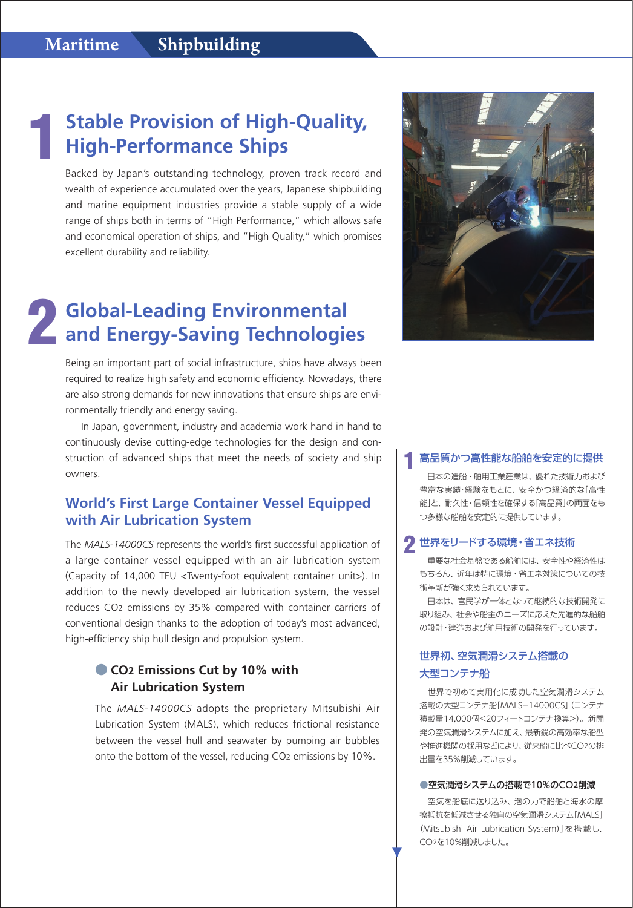# 1 Stable Provision of High-Quality, High-Performance Ships

Backed by Japan's outstanding technology, proven track record and wealth of experience accumulated over the years, Japanese shipbuilding and marine equipment industries provide a stable supply of a wide range of ships both in terms of "High Performance," which allows safe and economical operation of ships, and "High Quality," which promises excellent durability and reliability.

# 2 Global-Leading Environmental and Energy-Saving Technologies

Being an important part of social infrastructure, ships have always been required to realize high safety and economic efficiency. Nowadays, there are also strong demands for new innovations that ensure ships are environmentally friendly and energy saving.

In Japan, government, industry and academia work hand in hand to continuously devise cutting-edge technologies for the design and construction of advanced ships that meet the needs of society and ship owners.

## World's First Large Container Vessel Equipped with Air Lubrication System

The *MALS-14000CS* represents the world's first successful application of a large container vessel equipped with an air lubrication system (Capacity of 14,000 TEU <Twenty-foot equivalent container unit>). In addition to the newly developed air lubrication system, the vessel reduces $CO_2$ emissions by 35% compared with container carriers of conventional design thanks to the adoption of today's most advanced, high-efficiency ship hull design and propulsion system.

### ● $CO_2$ Emissions Cut by 10% with Air Lubrication System

The *MALS-14000CS* adopts the proprietary Mitsubishi Air Lubrication System (MALS), which reduces frictional resistance between the vessel hull and seawater by pumping air bubbles onto the bottom of the vessel, reducing $CO_2$ emissions by 10%.

# 1 高品質かつ高性能な船舶を安定的に提供

日本の造船・舶用工業産業は、優れた技術力および豊富な実績・経験をもとに、安全かつ経済的な「高性能」と、耐久性・信頼性を確保する「高品質」の両面をもつ多様な船舶を安定的に提供しています。

# 2 世界をリードする環境・省エネ技術

重要な社会基盤である船舶には、安全性や経済性はもちろん、近年は特に環境・省エネ対策についての技術革新が強く求められています。

日本は、官民学が一体となって継続的な技術開発に取り組み、社会や船主のニーズに応えた先進的な船舶の設計・建造および舶用技術の開発を行っています。

## 世界初、空気潤滑システム搭載の大型コンテナ船

世界で初めて実用化に成功した空気潤滑システム搭載の大型コンテナ船「MALS−14000CS」（コンテナ積載量14,000個<20フィートコンテナ換算>）。新開発の空気潤滑システムに加え、最新鋭の高効率な船型や推進機関の採用などにより、従来船に比べ$CO_2$の排出量を35%削減しています。

### ●空気潤滑システムの搭載で10%の$CO_2$削減

空気を船底に送り込み、泡の力で船舶と海水の摩擦抵抗を低減させる独自の空気潤滑システム「MALS」(Mitsubishi Air Lubrication System)」を搭載し、$CO_2$を10%削減しました。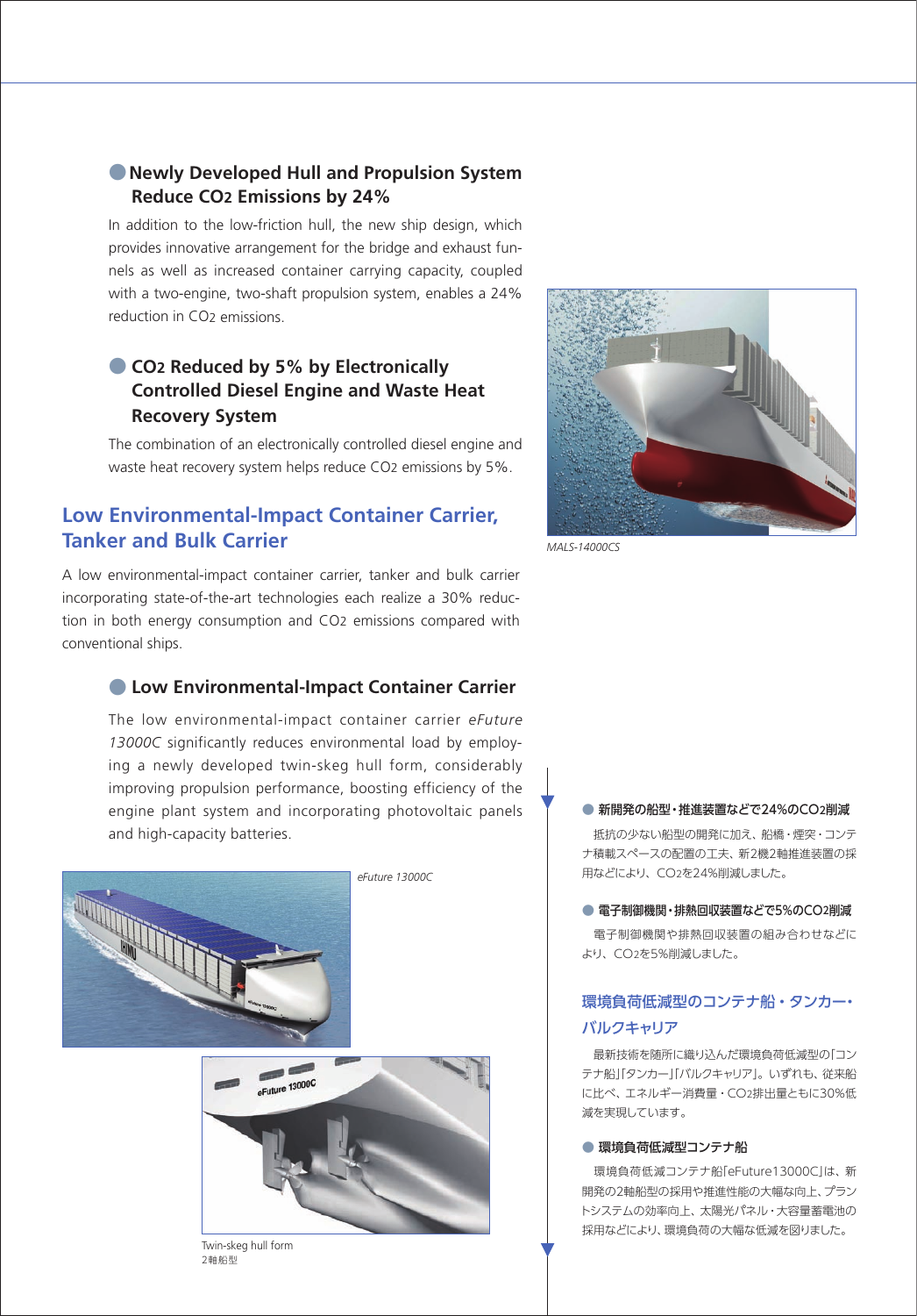### ● Newly Developed Hull and Propulsion System Reduce $CO_2$ Emissions by 24%

In addition to the low-friction hull, the new ship design, which provides innovative arrangement for the bridge and exhaust funnels as well as increased container carrying capacity, coupled with a two-engine, two-shaft propulsion system, enables a 24% reduction in $CO_2$ emissions.

### ● $CO_2$ Reduced by 5% by Electronically Controlled Diesel Engine and Waste Heat Recovery System

The combination of an electronically controlled diesel engine and waste heat recovery system helps reduce $CO_2$ emissions by 5%.

*MALS-14000CS*

## Low Environmental-Impact Container Carrier, Tanker and Bulk Carrier

A low environmental-impact container carrier, tanker and bulk carrier incorporating state-of-the-art technologies each realize a 30% reduction in both energy consumption and $CO_2$ emissions compared with conventional ships.

### ● Low Environmental-Impact Container Carrier

The low environmental-impact container carrier *eFuture 13000C* significantly reduces environmental load by employing a newly developed twin-skeg hull form, considerably improving propulsion performance, boosting efficiency of the engine plant system and incorporating photovoltaic panels and high-capacity batteries.

*eFuture 13000C*

Twin-skeg hull form
2軸船型

### ● 新開発の船型・推進装置などで24%の$CO_2$削減

抵抗の少ない船型の開発に加え、船橋・煙突・コンテナ積載スペースの配置の工夫、新2機2軸推進装置の採用などにより、$CO_2$を24%削減しました。

### ● 電子制御機関・排熱回収装置などで5%の$CO_2$削減

電子制御機関や排熱回収装置の組み合わせなどにより、$CO_2$を5%削減しました。

## 環境負荷低減型のコンテナ船・タンカー・バルクキャリア

最新技術を随所に織り込んだ環境負荷低減型の「コンテナ船」「タンカー」「バルクキャリア」。いずれも、従来船に比べ、エネルギー消費量・$CO_2$排出量ともに30%低減を実現しています。

### ● 環境負荷低減型コンテナ船

環境負荷低減コンテナ船「eFuture13000C」は、新開発の2軸船型の採用や推進性能の大幅な向上、プラントシステムの効率向上、太陽光パネル・大容量蓄電池の採用などにより、環境負荷の大幅な低減を図りました。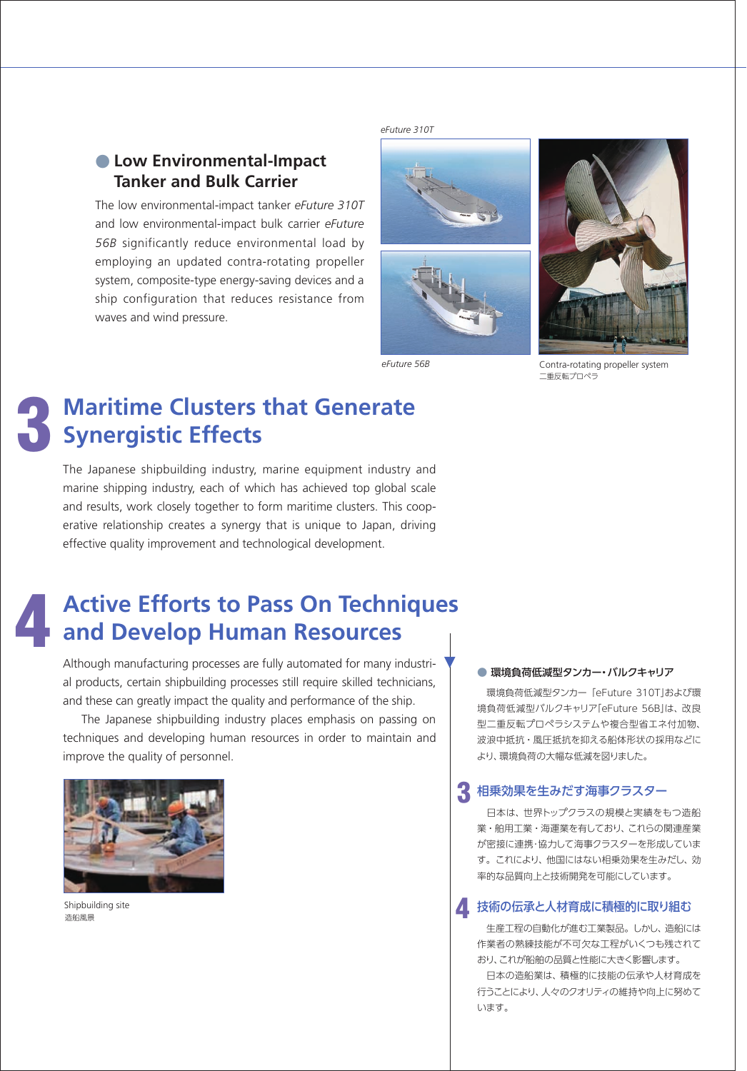## Low Environmental-Impact Tanker and Bulk Carrier

The low environmental-impact tanker *eFuture 310T* and low environmental-impact bulk carrier *eFuture 56B* significantly reduce environmental load by employing an updated contra-rotating propeller system, composite-type energy-saving devices and a ship configuration that reduces resistance from waves and wind pressure.

*eFuture 310T*

*eFuture 56B*

Contra-rotating propeller system
二重反転プロペラ

# 3 Maritime Clusters that Generate Synergistic Effects

The Japanese shipbuilding industry, marine equipment industry and marine shipping industry, each of which has achieved top global scale and results, work closely together to form maritime clusters. This cooperative relationship creates a synergy that is unique to Japan, driving effective quality improvement and technological development.

# 4 Active Efforts to Pass On Techniques and Develop Human Resources

Although manufacturing processes are fully automated for many industrial products, certain shipbuilding processes still require skilled technicians, and these can greatly impact the quality and performance of the ship.

The Japanese shipbuilding industry places emphasis on passing on techniques and developing human resources in order to maintain and improve the quality of personnel.

Shipbuilding site
造船風景

## 環境負荷低減型タンカー・バルクキャリア

環境負荷低減型タンカー「eFuture 310T」および環境負荷低減型バルクキャリア「eFuture 56B」は、改良型二重反転プロペラシステムや複合型省エネ付加物、波浪中抵抗・風圧抵抗を抑える船体形状の採用などにより、環境負荷の大幅な低減を図りました。

# 3 相乗効果を生みだす海事クラスター

日本は、世界トップクラスの規模と実績をもつ造船業・舶用工業・海運業を有しており、これらの関連産業が密接に連携・協力して海事クラスターを形成しています。これにより、他国にはない相乗効果を生みだし、効率的な品質向上と技術開発を可能にしています。

# 4 技術の伝承と人材育成に積極的に取り組む

生産工程の自動化が進む工業製品。しかし、造船には作業者の熟練技能が不可欠な工程がいくつも残されており、これが船舶の品質と性能に大きく影響します。

日本の造船業は、積極的に技能の伝承や人材育成を行うことにより、人々のクオリティの維持や向上に努めています。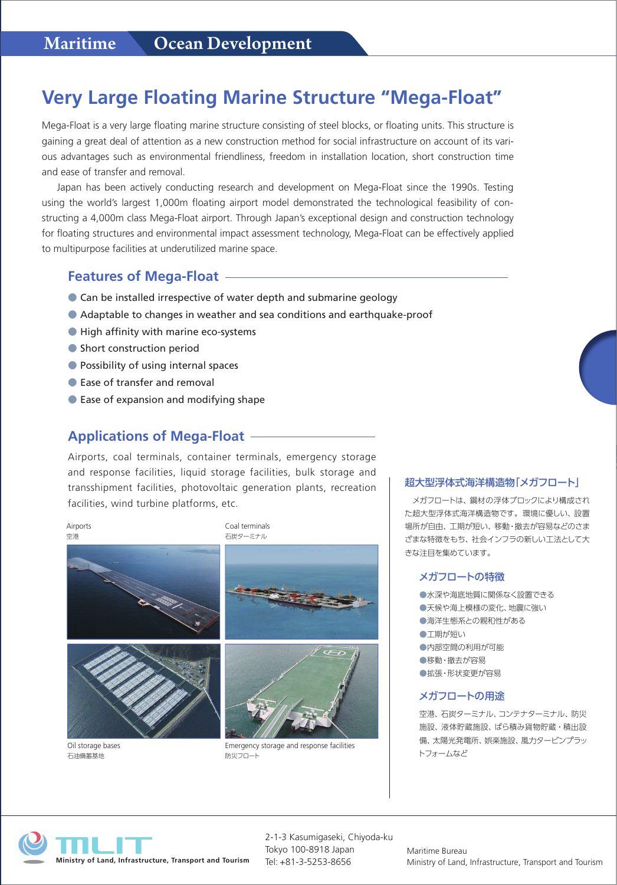Maritime Ocean Development

# Very Large Floating Marine Structure "Mega-Float"

Mega-Float is a very large floating marine structure consisting of steel blocks, or floating units. This structure is gaining a great deal of attention as a new construction method for social infrastructure on account of its various advantages such as environmental friendliness, freedom in installation location, short construction time and ease of transfer and removal.

Japan has been actively conducting research and development on Mega-Float since the 1990s. Testing using the world's largest 1,000m floating airport model demonstrated the technological feasibility of constructing a 4,000m class Mega-Float airport. Through Japan's exceptional design and construction technology for floating structures and environmental impact assessment technology, Mega-Float can be effectively applied to multipurpose facilities at underutilized marine space.

## Features of Mega-Float

- Can be installed irrespective of water depth and submarine geology
- Adaptable to changes in weather and sea conditions and earthquake-proof
- High affinity with marine eco-systems
- Short construction period
- Possibility of using internal spaces
- Ease of transfer and removal
- Ease of expansion and modifying shape

## Applications of Mega-Float

Airports, coal terminals, container terminals, emergency storage and response facilities, liquid storage facilities, bulk storage and transshipment facilities, photovoltaic generation plants, recreation facilities, wind turbine platforms, etc.

Airports
空港

Coal terminals
石炭ターミナル

Oil storage bases
石油備蓄基地

Emergency storage and response facilities
防災フロート

## 超大型浮体式海洋構造物「メガフロート」

メガフロートは、鋼材の浮体ブロックにより構成された超大型浮体式海洋構造物です。環境に優しい、設置場所が自由、工期が短い、移動・撤去が容易などのさまざまな特徴をもち、社会インフラの新しい工法として大きな注目を集めています。

### メガフロートの特徴

- 水深や海底地質に関係なく設置できる
- 天候や海上模様の変化、地震に強い
- 海洋生態系との親和性がある
- 工期が短い
- 内部空間の利用が可能
- 移動・撤去が容易
- 拡張・形状変更が容易

### メガフロートの用途

空港、石炭ターミナル、コンテナターミナル、防災施設、液体貯蔵施設、ばら積み貨物貯蔵・積出設備、太陽光発電所、娯楽施設、風力タービンプラットフォームなど

MLIT
Ministry of Land, Infrastructure, Transport and Tourism

2-1-3 Kasumigaseki, Chiyoda-ku
Tokyo 100-8918 Japan
Tel: +81-3-5253-8656

Maritime Bureau
Ministry of Land, Infrastructure, Transport and Tourism